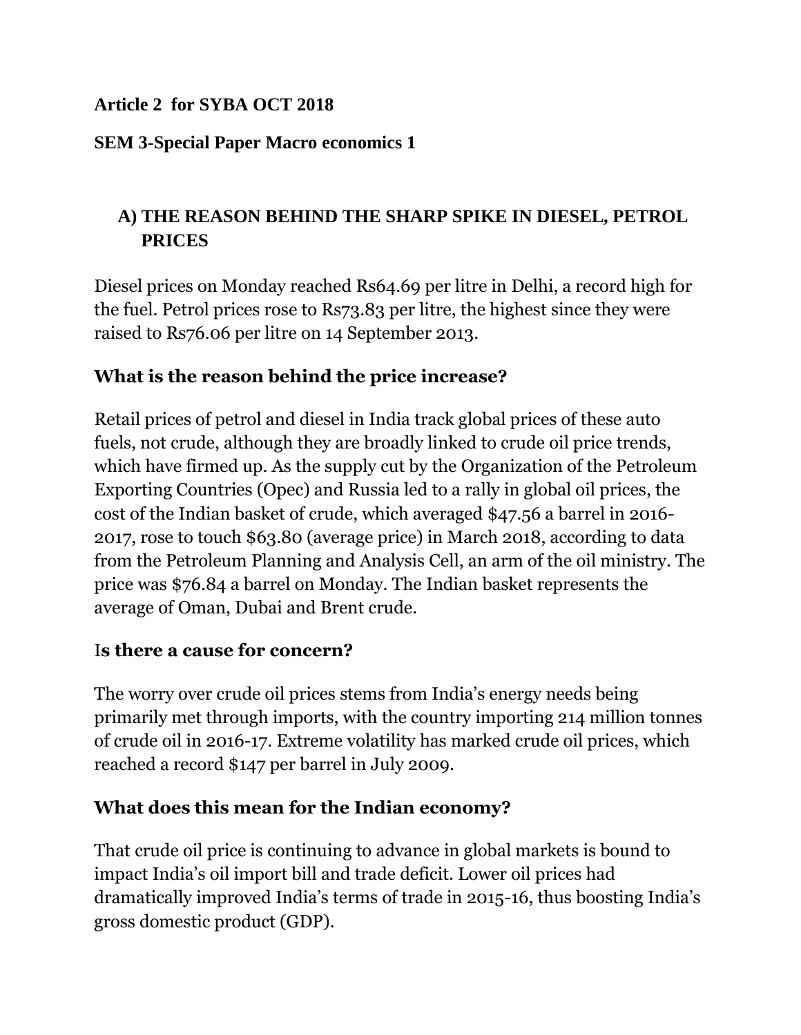**Article 2 for SYBA OCT 2018**

**SEM 3-Special Paper Macro economics 1**

## A) THE REASON BEHIND THE SHARP SPIKE IN DIESEL, PETROL PRICES

Diesel prices on Monday reached Rs64.69 per litre in Delhi, a record high for the fuel. Petrol prices rose to Rs73.83 per litre, the highest since they were raised to Rs76.06 per litre on 14 September 2013.

### What is the reason behind the price increase?

Retail prices of petrol and diesel in India track global prices of these auto fuels, not crude, although they are broadly linked to crude oil price trends, which have firmed up. As the supply cut by the Organization of the Petroleum Exporting Countries (Opec) and Russia led to a rally in global oil prices, the cost of the Indian basket of crude, which averaged $47.56 a barrel in 2016-2017, rose to touch $63.80 (average price) in March 2018, according to data from the Petroleum Planning and Analysis Cell, an arm of the oil ministry. The price was $76.84 a barrel on Monday. The Indian basket represents the average of Oman, Dubai and Brent crude.

### Is there a cause for concern?

The worry over crude oil prices stems from India's energy needs being primarily met through imports, with the country importing 214 million tonnes of crude oil in 2016-17. Extreme volatility has marked crude oil prices, which reached a record $147 per barrel in July 2009.

### What does this mean for the Indian economy?

That crude oil price is continuing to advance in global markets is bound to impact India's oil import bill and trade deficit. Lower oil prices had dramatically improved India's terms of trade in 2015-16, thus boosting India's gross domestic product (GDP).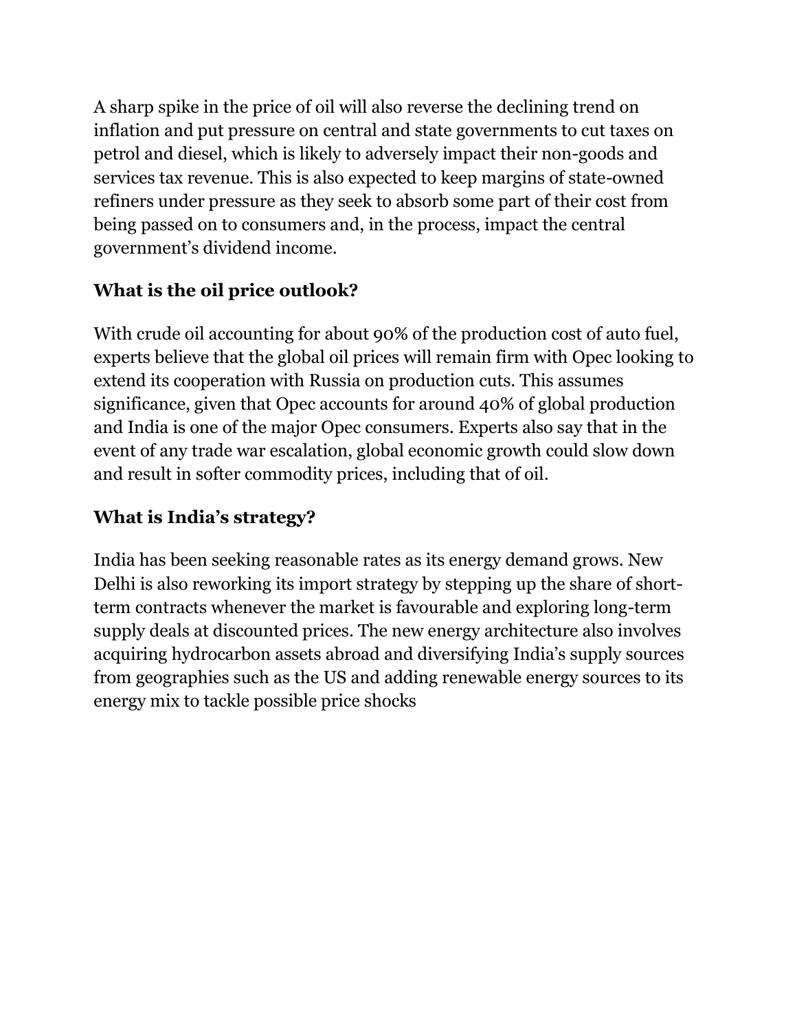A sharp spike in the price of oil will also reverse the declining trend on inflation and put pressure on central and state governments to cut taxes on petrol and diesel, which is likely to adversely impact their non-goods and services tax revenue. This is also expected to keep margins of state-owned refiners under pressure as they seek to absorb some part of their cost from being passed on to consumers and, in the process, impact the central government's dividend income.

**What is the oil price outlook?**

With crude oil accounting for about 90% of the production cost of auto fuel, experts believe that the global oil prices will remain firm with Opec looking to extend its cooperation with Russia on production cuts. This assumes significance, given that Opec accounts for around 40% of global production and India is one of the major Opec consumers. Experts also say that in the event of any trade war escalation, global economic growth could slow down and result in softer commodity prices, including that of oil.

**What is India's strategy?**

India has been seeking reasonable rates as its energy demand grows. New Delhi is also reworking its import strategy by stepping up the share of short-term contracts whenever the market is favourable and exploring long-term supply deals at discounted prices. The new energy architecture also involves acquiring hydrocarbon assets abroad and diversifying India's supply sources from geographies such as the US and adding renewable energy sources to its energy mix to tackle possible price shocks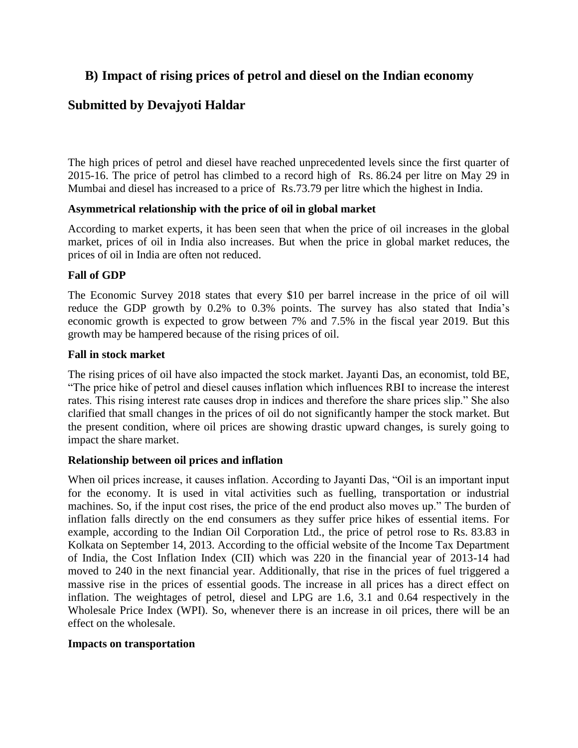## B) Impact of rising prices of petrol and diesel on the Indian economy

## Submitted by Devajyoti Haldar

The high prices of petrol and diesel have reached unprecedented levels since the first quarter of 2015-16. The price of petrol has climbed to a record high of Rs. 86.24 per litre on May 29 in Mumbai and diesel has increased to a price of Rs.73.79 per litre which the highest in India.

**Asymmetrical relationship with the price of oil in global market**

According to market experts, it has been seen that when the price of oil increases in the global market, prices of oil in India also increases. But when the price in global market reduces, the prices of oil in India are often not reduced.

**Fall of GDP**

The Economic Survey 2018 states that every $10 per barrel increase in the price of oil will reduce the GDP growth by 0.2% to 0.3% points. The survey has also stated that India's economic growth is expected to grow between 7% and 7.5% in the fiscal year 2019. But this growth may be hampered because of the rising prices of oil.

**Fall in stock market**

The rising prices of oil have also impacted the stock market. Jayanti Das, an economist, told BE, "The price hike of petrol and diesel causes inflation which influences RBI to increase the interest rates. This rising interest rate causes drop in indices and therefore the share prices slip." She also clarified that small changes in the prices of oil do not significantly hamper the stock market. But the present condition, where oil prices are showing drastic upward changes, is surely going to impact the share market.

**Relationship between oil prices and inflation**

When oil prices increase, it causes inflation. According to Jayanti Das, "Oil is an important input for the economy. It is used in vital activities such as fuelling, transportation or industrial machines. So, if the input cost rises, the price of the end product also moves up." The burden of inflation falls directly on the end consumers as they suffer price hikes of essential items. For example, according to the Indian Oil Corporation Ltd., the price of petrol rose to Rs. 83.83 in Kolkata on September 14, 2013. According to the official website of the Income Tax Department of India, the Cost Inflation Index (CII) which was 220 in the financial year of 2013-14 had moved to 240 in the next financial year. Additionally, that rise in the prices of fuel triggered a massive rise in the prices of essential goods. The increase in all prices has a direct effect on inflation. The weightages of petrol, diesel and LPG are 1.6, 3.1 and 0.64 respectively in the Wholesale Price Index (WPI). So, whenever there is an increase in oil prices, there will be an effect on the wholesale.

**Impacts on transportation**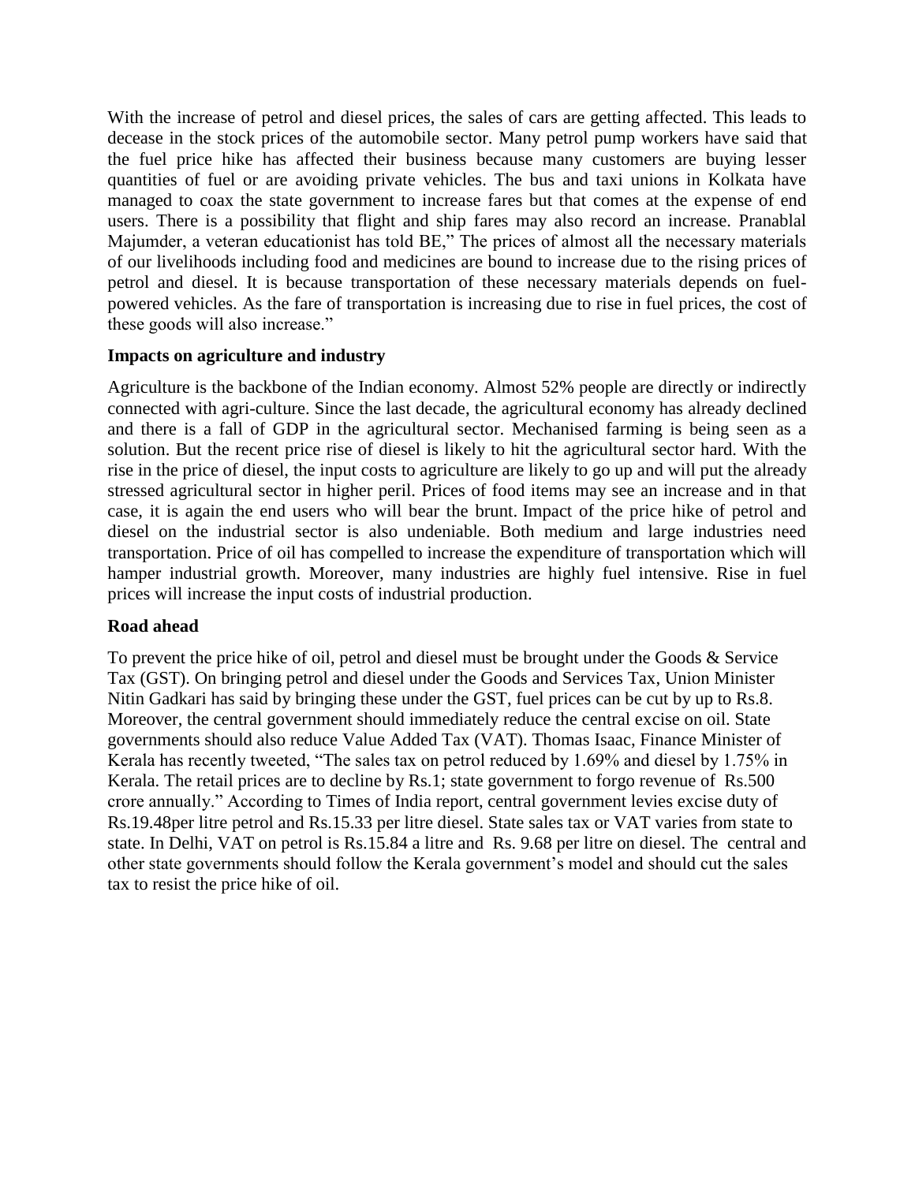With the increase of petrol and diesel prices, the sales of cars are getting affected. This leads to decease in the stock prices of the automobile sector. Many petrol pump workers have said that the fuel price hike has affected their business because many customers are buying lesser quantities of fuel or are avoiding private vehicles. The bus and taxi unions in Kolkata have managed to coax the state government to increase fares but that comes at the expense of end users. There is a possibility that flight and ship fares may also record an increase. Pranablal Majumder, a veteran educationist has told BE," The prices of almost all the necessary materials of our livelihoods including food and medicines are bound to increase due to the rising prices of petrol and diesel. It is because transportation of these necessary materials depends on fuel-powered vehicles. As the fare of transportation is increasing due to rise in fuel prices, the cost of these goods will also increase."

**Impacts on agriculture and industry**

Agriculture is the backbone of the Indian economy. Almost 52% people are directly or indirectly connected with agri-culture. Since the last decade, the agricultural economy has already declined and there is a fall of GDP in the agricultural sector. Mechanised farming is being seen as a solution. But the recent price rise of diesel is likely to hit the agricultural sector hard. With the rise in the price of diesel, the input costs to agriculture are likely to go up and will put the already stressed agricultural sector in higher peril. Prices of food items may see an increase and in that case, it is again the end users who will bear the brunt. Impact of the price hike of petrol and diesel on the industrial sector is also undeniable. Both medium and large industries need transportation. Price of oil has compelled to increase the expenditure of transportation which will hamper industrial growth. Moreover, many industries are highly fuel intensive. Rise in fuel prices will increase the input costs of industrial production.

**Road ahead**

To prevent the price hike of oil, petrol and diesel must be brought under the Goods & Service Tax (GST). On bringing petrol and diesel under the Goods and Services Tax, Union Minister Nitin Gadkari has said by bringing these under the GST, fuel prices can be cut by up to Rs.8. Moreover, the central government should immediately reduce the central excise on oil. State governments should also reduce Value Added Tax (VAT). Thomas Isaac, Finance Minister of Kerala has recently tweeted, "The sales tax on petrol reduced by 1.69% and diesel by 1.75% in Kerala. The retail prices are to decline by Rs.1; state government to forgo revenue of Rs.500 crore annually." According to Times of India report, central government levies excise duty of Rs.19.48per litre petrol and Rs.15.33 per litre diesel. State sales tax or VAT varies from state to state. In Delhi, VAT on petrol is Rs.15.84 a litre and Rs. 9.68 per litre on diesel. The central and other state governments should follow the Kerala government's model and should cut the sales tax to resist the price hike of oil.